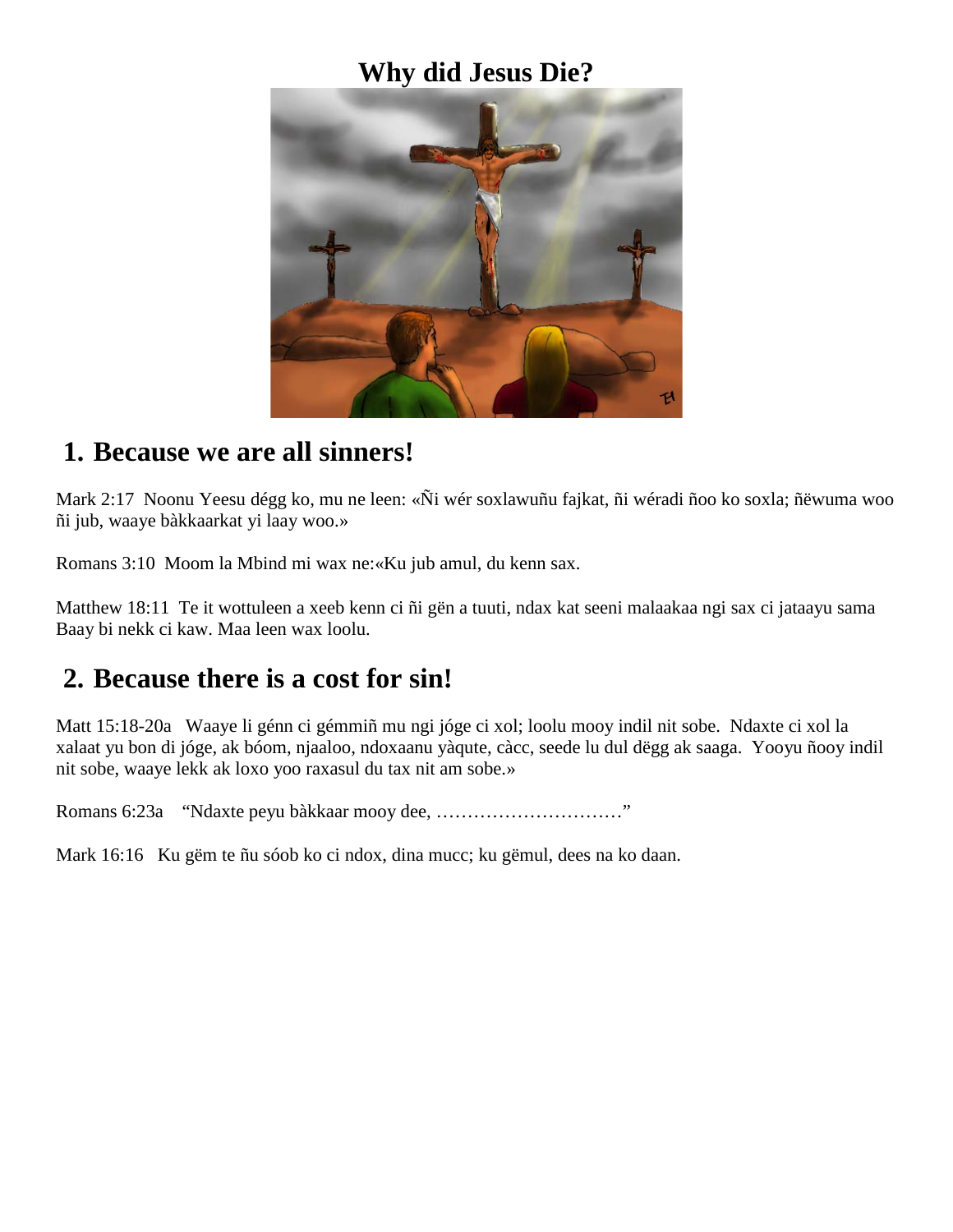# Why did Jesus Die?

## 1. Because we are all sinners!

Mark 2:17  Noonu Yeesu dégg ko, mu ne leen: «Ñi wér soxlawuñu fajkat, ñi wéradi ñoo ko soxla; ñëwuma woo ñi jub, waaye bàkkaarkat yi laay woo.»

Romans 3:10  Moom la Mbind mi wax ne:«Ku jub amul, du kenn sax.

Matthew 18:11  Te it wottuleen a xeeb kenn ci ñi gën a tuuti, ndax kat seeni malaakaa ngi sax ci jataayu sama Baay bi nekk ci kaw. Maa leen wax loolu.

## 2. Because there is a cost for sin!

Matt 15:18-20a   Waaye li génn ci gémmiñ mu ngi jóge ci xol; loolu mooy indil nit sobe.  Ndaxte ci xol la xalaat yu bon di jóge, ak bóom, njaaloo, ndoxaanu yàqute, càcc, seede lu dul dëgg ak saaga.  Yooyu ñooy indil nit sobe, waaye lekk ak loxo yoo raxasul du tax nit am sobe.»

Romans 6:23a    "Ndaxte peyu bàkkaar mooy dee, …………………………"

Mark 16:16   Ku gëm te ñu sóob ko ci ndox, dina mucc; ku gëmul, dees na ko daan.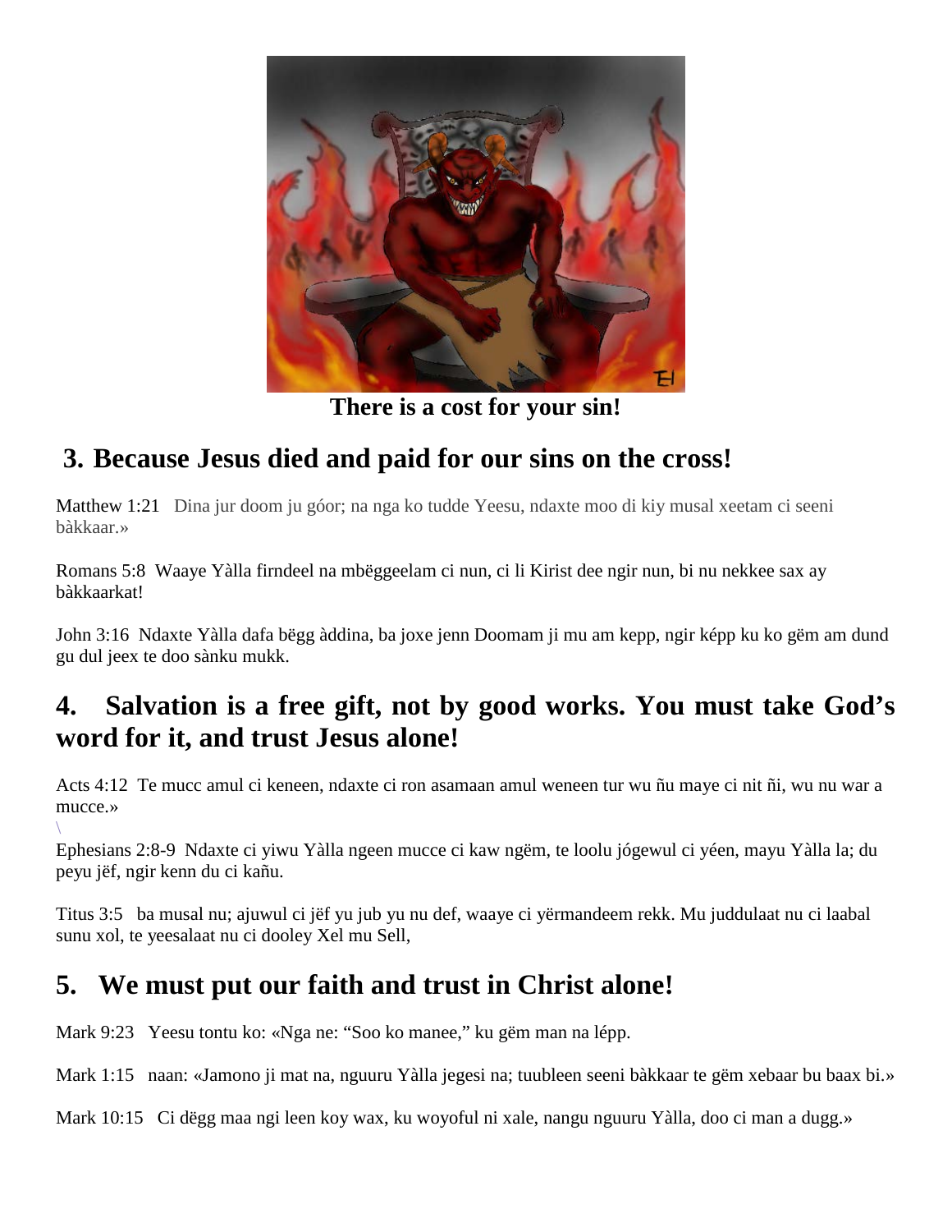**There is a cost for your sin!**

## 3. Because Jesus died and paid for our sins on the cross!

Matthew 1:21 Dina jur doom ju góor; na nga ko tudde Yeesu, ndaxte moo di kiy musal xeetam ci seeni bàkkaar.»

Romans 5:8 Waaye Yàlla firndeel na mbëggeelam ci nun, ci li Kirist dee ngir nun, bi nu nekkee sax ay bàkkaarkat!

John 3:16 Ndaxte Yàlla dafa bëgg àddina, ba joxe jenn Doomam ji mu am kepp, ngir képp ku ko gëm am dund gu dul jeex te doo sànku mukk.

## 4. Salvation is a free gift, not by good works. You must take God's word for it, and trust Jesus alone!

Acts 4:12 Te mucc amul ci keneen, ndaxte ci ron asamaan amul weneen tur wu ñu maye ci nit ñi, wu nu war a mucce.»

\

Ephesians 2:8-9 Ndaxte ci yiwu Yàlla ngeen mucce ci kaw ngëm, te loolu jógewul ci yéen, mayu Yàlla la; du peyu jëf, ngir kenn du ci kañu.

Titus 3:5 ba musal nu; ajuwul ci jëf yu jub yu nu def, waaye ci yërmandeem rekk. Mu juddulaat nu ci laabal sunu xol, te yeesalaat nu ci dooley Xel mu Sell,

## 5. We must put our faith and trust in Christ alone!

Mark 9:23 Yeesu tontu ko: «Nga ne: "Soo ko manee," ku gëm man na lépp.

Mark 1:15 naan: «Jamono ji mat na, nguuru Yàlla jegesi na; tuubleen seeni bàkkaar te gëm xebaar bu baax bi.»

Mark 10:15 Ci dëgg maa ngi leen koy wax, ku woyoful ni xale, nangu nguuru Yàlla, doo ci man a dugg.»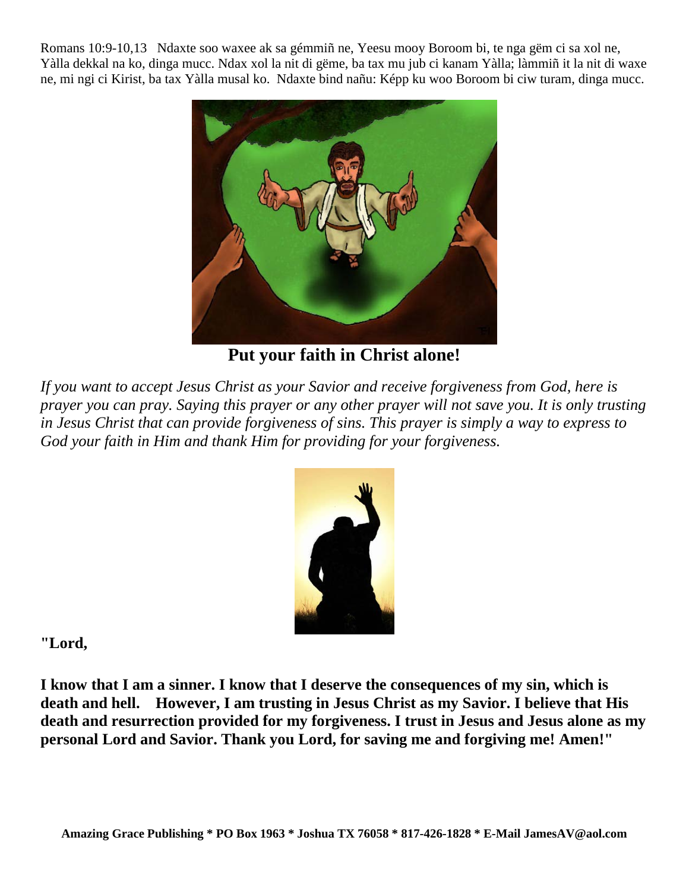Romans 10:9-10,13 Ndaxte soo waxee ak sa gémmiñ ne, Yeesu mooy Boroom bi, te nga gëm ci sa xol ne, Yàlla dekkal na ko, dinga mucc. Ndax xol la nit di gëme, ba tax mu jub ci kanam Yàlla; làmmiñ it la nit di waxe ne, mi ngi ci Kirist, ba tax Yàlla musal ko. Ndaxte bind nañu: Képp ku woo Boroom bi ciw turam, dinga mucc.

**Put your faith in Christ alone!**

*If you want to accept Jesus Christ as your Savior and receive forgiveness from God, here is prayer you can pray. Saying this prayer or any other prayer will not save you. It is only trusting in Jesus Christ that can provide forgiveness of sins. This prayer is simply a way to express to God your faith in Him and thank Him for providing for your forgiveness.*

**"Lord,**

**I know that I am a sinner. I know that I deserve the consequences of my sin, which is death and hell. However, I am trusting in Jesus Christ as my Savior. I believe that His death and resurrection provided for my forgiveness. I trust in Jesus and Jesus alone as my personal Lord and Savior. Thank you Lord, for saving me and forgiving me! Amen!"**

**Amazing Grace Publishing * PO Box 1963 * Joshua TX 76058 * 817-426-1828 * E-Mail JamesAV@aol.com**